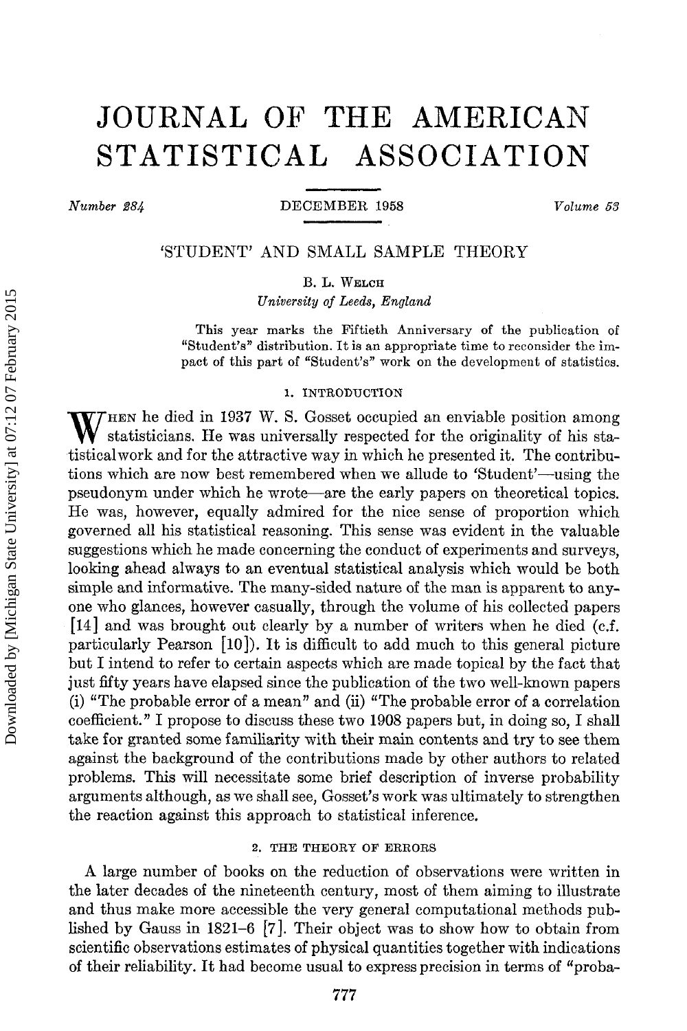# JOURNAL OF THE AMERICAN STATISTICAL ASSOCIATION

*Number 284* DECEMBER 1958 *Volume 53*

## 'STUDENT' AND SMALL SAMPLE THEORY

B. L. WELCH

*University of Leeds, England*

This year marks the Fiftieth Anniversary of the publication of "Student's" distribution. It is an appropriate time to reconsider the impact of this part of "Student's" work on the development of statistics.

### 1. INTRODUCTION

When he died in 1937 W. S. Gosset occupied an enviable position among statisticians. He was universally respected for the originality of his statistical work and for the attractive way in which he presented it. The contributions which are now best remembered when we allude to 'Student'—using the pseudonym under which he wrote—are the early papers on theoretical topics. He was, however, equally admired for the nice sense of proportion which governed all his statistical reasoning. This sense was evident in the valuable suggestions which he made concerning the conduct of experiments and surveys, looking ahead always to an eventual statistical analysis which would be both simple and informative. The many-sided nature of the man is apparent to anyone who glances, however casually, through the volume of his collected papers [14] and was brought out clearly by a number of writers when he died (c.f. particularly Pearson [10]). It is difficult to add much to this general picture but I intend to refer to certain aspects which are made topical by the fact that just fifty years have elapsed since the publication of the two well-known papers (i) "The probable error of a mean" and (ii) "The probable error of a correlation coefficient." I propose to discuss these two 1908 papers but, in doing so, I shall take for granted some familiarity with their main contents and try to see them against the background of the contributions made by other authors to related problems. This will necessitate some brief description of inverse probability arguments although, as we shall see, Gosset's work was ultimately to strengthen the reaction against this approach to statistical inference.

### 2. THE THEORY OF ERRORS

A large number of books on the reduction of observations were written in the later decades of the nineteenth century, most of them aiming to illustrate and thus make more accessible the very general computational methods published by Gauss in 1821–6 [7]. Their object was to show how to obtain from scientific observations estimates of physical quantities together with indications of their reliability. It had become usual to express precision in terms of "proba-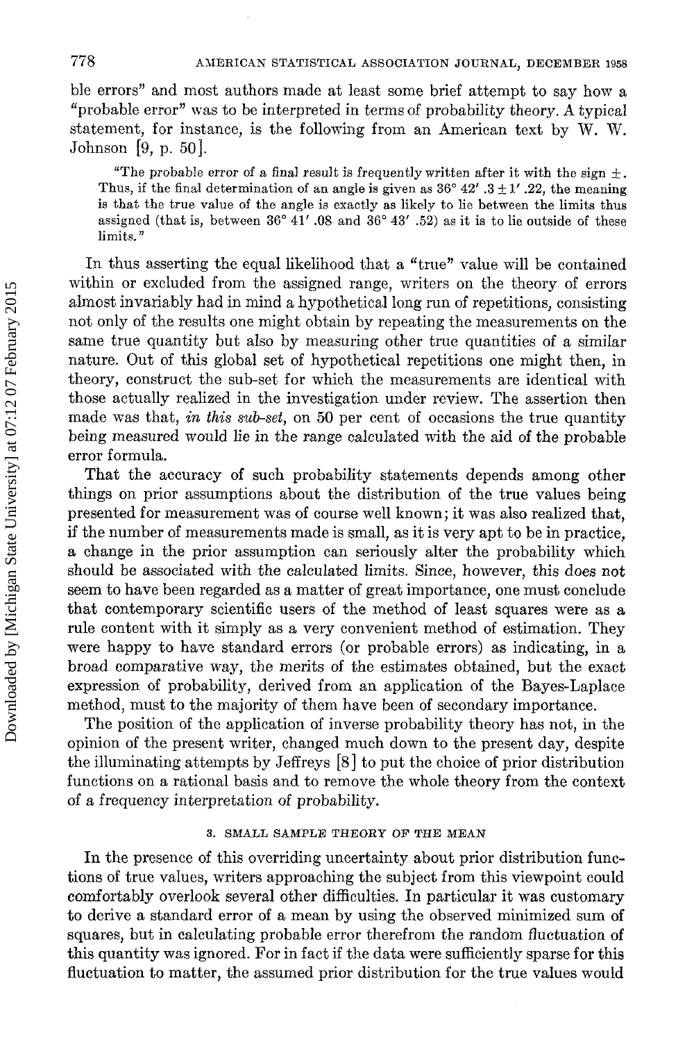ble errors" and most authors made at least some brief attempt to say how a "probable error" was to be interpreted in terms of probability theory. A typical statement, for instance, is the following from an American text by W. W. Johnson [9, p. 50].

> "The probable error of a final result is frequently written after it with the sign ±. Thus, if the final determination of an angle is given as 36° 42′ .3 ± 1′ .22, the meaning is that the true value of the angle is exactly as likely to lie between the limits thus assigned (that is, between 36° 41′ .08 and 36° 43′ .52) as it is to lie outside of these limits."

In thus asserting the equal likelihood that a "true" value will be contained within or excluded from the assigned range, writers on the theory of errors almost invariably had in mind a hypothetical long run of repetitions, consisting not only of the results one might obtain by repeating the measurements on the same true quantity but also by measuring other true quantities of a similar nature. Out of this global set of hypothetical repetitions one might then, in theory, construct the sub-set for which the measurements are identical with those actually realized in the investigation under review. The assertion then made was that, *in this sub-set*, on 50 per cent of occasions the true quantity being measured would lie in the range calculated with the aid of the probable error formula.

That the accuracy of such probability statements depends among other things on prior assumptions about the distribution of the true values being presented for measurement was of course well known; it was also realized that, if the number of measurements made is small, as it is very apt to be in practice, a change in the prior assumption can seriously alter the probability which should be associated with the calculated limits. Since, however, this does not seem to have been regarded as a matter of great importance, one must conclude that contemporary scientific users of the method of least squares were as a rule content with it simply as a very convenient method of estimation. They were happy to have standard errors (or probable errors) as indicating, in a broad comparative way, the merits of the estimates obtained, but the exact expression of probability, derived from an application of the Bayes-Laplace method, must to the majority of them have been of secondary importance.

The position of the application of inverse probability theory has not, in the opinion of the present writer, changed much down to the present day, despite the illuminating attempts by Jeffreys [8] to put the choice of prior distribution functions on a rational basis and to remove the whole theory from the context of a frequency interpretation of probability.

## 3. SMALL SAMPLE THEORY OF THE MEAN

In the presence of this overriding uncertainty about prior distribution functions of true values, writers approaching the subject from this viewpoint could comfortably overlook several other difficulties. In particular it was customary to derive a standard error of a mean by using the observed minimized sum of squares, but in calculating probable error therefrom the random fluctuation of this quantity was ignored. For in fact if the data were sufficiently sparse for this fluctuation to matter, the assumed prior distribution for the true values would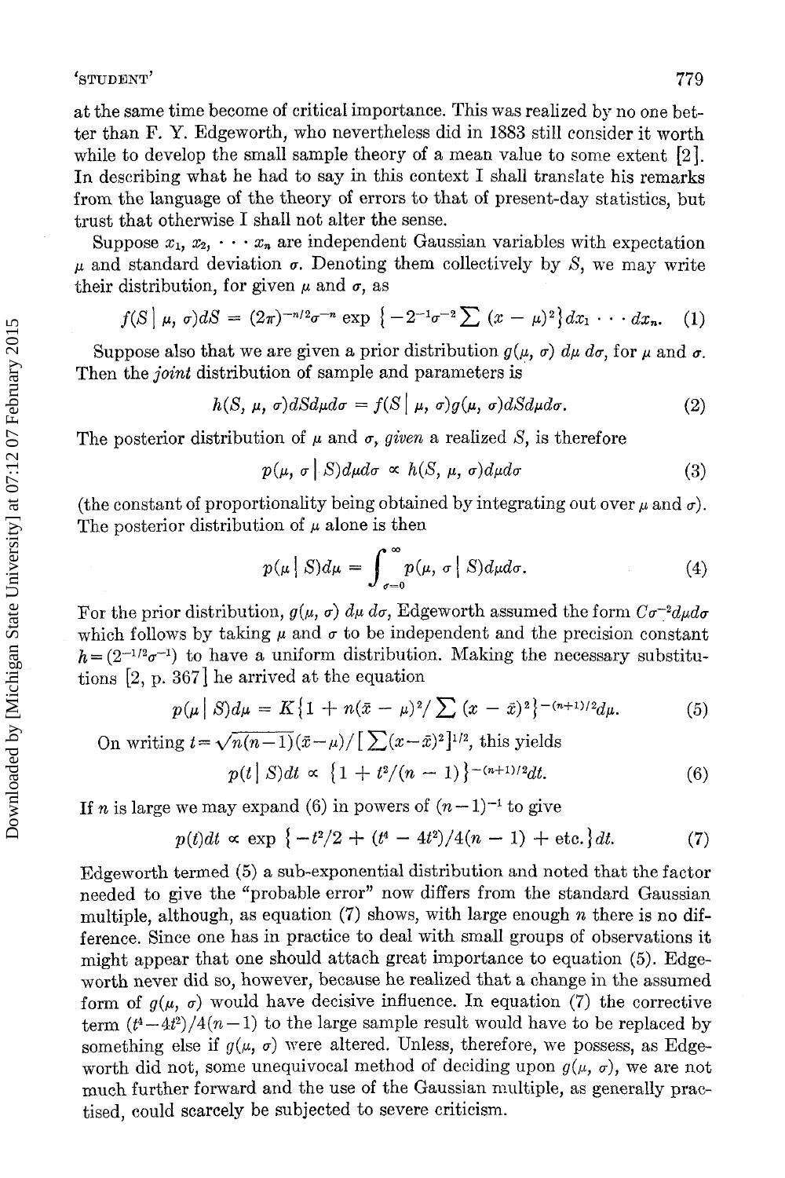at the same time become of critical importance. This was realized by no one better than F. Y. Edgeworth, who nevertheless did in 1883 still consider it worth while to develop the small sample theory of a mean value to some extent [2]. In describing what he had to say in this context I shall translate his remarks from the language of the theory of errors to that of present-day statistics, but trust that otherwise I shall not alter the sense.

Suppose $x_1, x_2, \cdots x_n$ are independent Gaussian variables with expectation $\mu$ and standard deviation $\sigma$. Denoting them collectively by $S$, we may write their distribution, for given $\mu$ and $\sigma$, as

$$f(S \mid \mu, \sigma)dS = (2\pi)^{-n/2}\sigma^{-n} \exp \{-2^{-1}\sigma^{-2} \sum (x - \mu)^2\} dx_1 \cdots dx_n. \quad (1)$$

Suppose also that we are given a prior distribution $g(\mu, \sigma)\, d\mu\, d\sigma$, for $\mu$ and $\sigma$. Then the *joint* distribution of sample and parameters is

$$h(S, \mu, \sigma)dSd\mu d\sigma = f(S \mid \mu, \sigma)g(\mu, \sigma)dSd\mu d\sigma. \quad (2)$$

The posterior distribution of $\mu$ and $\sigma$, *given* a realized $S$, is therefore

$$p(\mu, \sigma \mid S)d\mu d\sigma \propto h(S, \mu, \sigma)d\mu d\sigma \quad (3)$$

(the constant of proportionality being obtained by integrating out over $\mu$ and $\sigma$). The posterior distribution of $\mu$ alone is then

$$p(\mu \mid S)d\mu = \int_{\sigma=0}^{\infty} p(\mu, \sigma \mid S)d\mu d\sigma. \quad (4)$$

For the prior distribution, $g(\mu, \sigma)\, d\mu\, d\sigma$, Edgeworth assumed the form $C\sigma^{-2}d\mu d\sigma$ which follows by taking $\mu$ and $\sigma$ to be independent and the precision constant $h = (2^{-1/2}\sigma^{-1})$ to have a uniform distribution. Making the necessary substitutions [2, p. 367] he arrived at the equation

$$p(\mu \mid S)d\mu = K\{1 + n(\bar{x} - \mu)^2/\sum (x - \bar{x})^2\}^{-(n+1)/2}d\mu. \quad (5)$$

On writing $t = \sqrt{n(n-1)}(\bar{x}-\mu)/[\sum(x-\bar{x})^2]^{1/2}$, this yields

$$p(t \mid S)dt \propto \{1 + t^2/(n-1)\}^{-(n+1)/2}dt. \quad (6)$$

If $n$ is large we may expand (6) in powers of $(n-1)^{-1}$ to give

$$p(t)dt \propto \exp \{-t^2/2 + (t^4 - 4t^2)/4(n-1) + \text{etc.}\}dt. \quad (7)$$

Edgeworth termed (5) a sub-exponential distribution and noted that the factor needed to give the "probable error" now differs from the standard Gaussian multiple, although, as equation (7) shows, with large enough $n$ there is no difference. Since one has in practice to deal with small groups of observations it might appear that one should attach great importance to equation (5). Edgeworth never did so, however, because he realized that a change in the assumed form of $g(\mu, \sigma)$ would have decisive influence. In equation (7) the corrective term $(t^4 - 4t^2)/4(n-1)$ to the large sample result would have to be replaced by something else if $g(\mu, \sigma)$ were altered. Unless, therefore, we possess, as Edgeworth did not, some unequivocal method of deciding upon $g(\mu, \sigma)$, we are not much further forward and the use of the Gaussian multiple, as generally practised, could scarcely be subjected to severe criticism.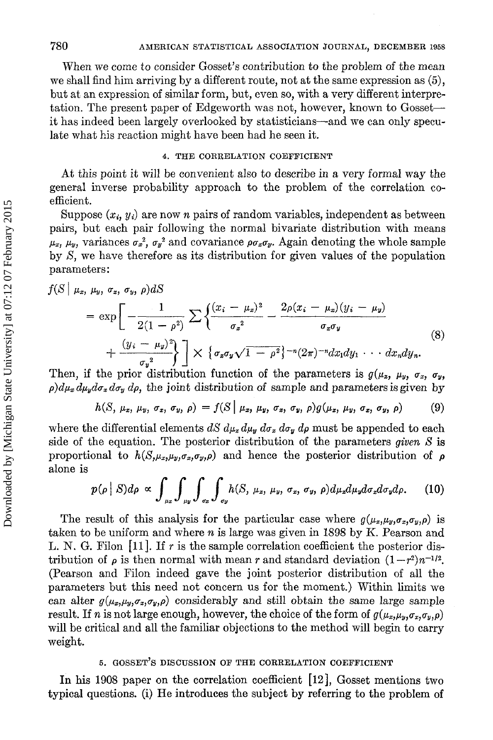When we come to consider Gosset's contribution to the problem of the mean we shall find him arriving by a different route, not at the same expression as (5), but at an expression of similar form, but, even so, with a very different interpretation. The present paper of Edgeworth was not, however, known to Gosset—it has indeed been largely overlooked by statisticians—and we can only speculate what his reaction might have been had he seen it.

## 4. THE CORRELATION COEFFICIENT

At this point it will be convenient also to describe in a very formal way the general inverse probability approach to the problem of the correlation coefficient.

Suppose $(x_i, y_i)$ are now $n$ pairs of random variables, independent as between pairs, but each pair following the normal bivariate distribution with means $\mu_x$, $\mu_y$, variances $\sigma_x^2$, $\sigma_y^2$ and covariance $\rho\sigma_x\sigma_y$. Again denoting the whole sample by $S$, we have therefore as its distribution for given values of the population parameters:

$$
\begin{aligned}
f(S \mid \mu_x, \mu_y, \sigma_x, \sigma_y, \rho)dS \\
= \exp\left[ -\frac{1}{2(1-\rho^2)} \sum \left\{ \frac{(x_i - \mu_x)^2}{\sigma_x^2} - \frac{2\rho(x_i - \mu_x)(y_i - \mu_y)}{\sigma_x\sigma_y} \right.\right. \\
\left.\left. + \frac{(y_i - \mu_y)^2}{\sigma_y^2} \right\} \right] \times \left\{ \sigma_x\sigma_y\sqrt{1-\rho^2} \right\}^{-n} (2\pi)^{-n} dx_1 dy_1 \cdots dx_n dy_n.
\end{aligned}
\tag{8}
$$

Then, if the prior distribution function of the parameters is $g(\mu_x, \mu_y, \sigma_x, \sigma_y, \rho)d\mu_x d\mu_y d\sigma_x d\sigma_y d\rho$, the joint distribution of sample and parameters is given by

$$
h(S, \mu_x, \mu_y, \sigma_x, \sigma_y, \rho) = f(S \mid \mu_x, \mu_y, \sigma_x, \sigma_y, \rho) g(\mu_x, \mu_y, \sigma_x, \sigma_y, \rho) \tag{9}
$$

where the differential elements $dS\, d\mu_x\, d\mu_y\, d\sigma_x\, d\sigma_y\, d\rho$ must be appended to each side of the equation. The posterior distribution of the parameters *given* $S$ is proportional to $h(S, \mu_x, \mu_y, \sigma_x, \sigma_y, \rho)$ and hence the posterior distribution of $\rho$ alone is

$$
p(\rho \mid S)d\rho \propto \int_{\mu_x} \int_{\mu_y} \int_{\sigma_x} \int_{\sigma_y} h(S, \mu_x, \mu_y, \sigma_x, \sigma_y, \rho) d\mu_x d\mu_y d\sigma_x d\sigma_y d\rho. \tag{10}
$$

The result of this analysis for the particular case where $g(\mu_x, \mu_y, \sigma_x, \sigma_y, \rho)$ is taken to be uniform and where $n$ is large was given in 1898 by K. Pearson and L. N. G. Filon [11]. If $r$ is the sample correlation coefficient the posterior distribution of $\rho$ is then normal with mean $r$ and standard deviation $(1-r^2)n^{-1/2}$. (Pearson and Filon indeed gave the joint posterior distribution of all the parameters but this need not concern us for the moment.) Within limits we can alter $g(\mu_x, \mu_y, \sigma_x, \sigma_y, \rho)$ considerably and still obtain the same large sample result. If $n$ is not large enough, however, the choice of the form of $g(\mu_x, \mu_y, \sigma_x, \sigma_y, \rho)$ will be critical and all the familiar objections to the method will begin to carry weight.

## 5. GOSSET'S DISCUSSION OF THE CORRELATION COEFFICIENT

In his 1908 paper on the correlation coefficient [12], Gosset mentions two typical questions. (i) He introduces the subject by referring to the problem of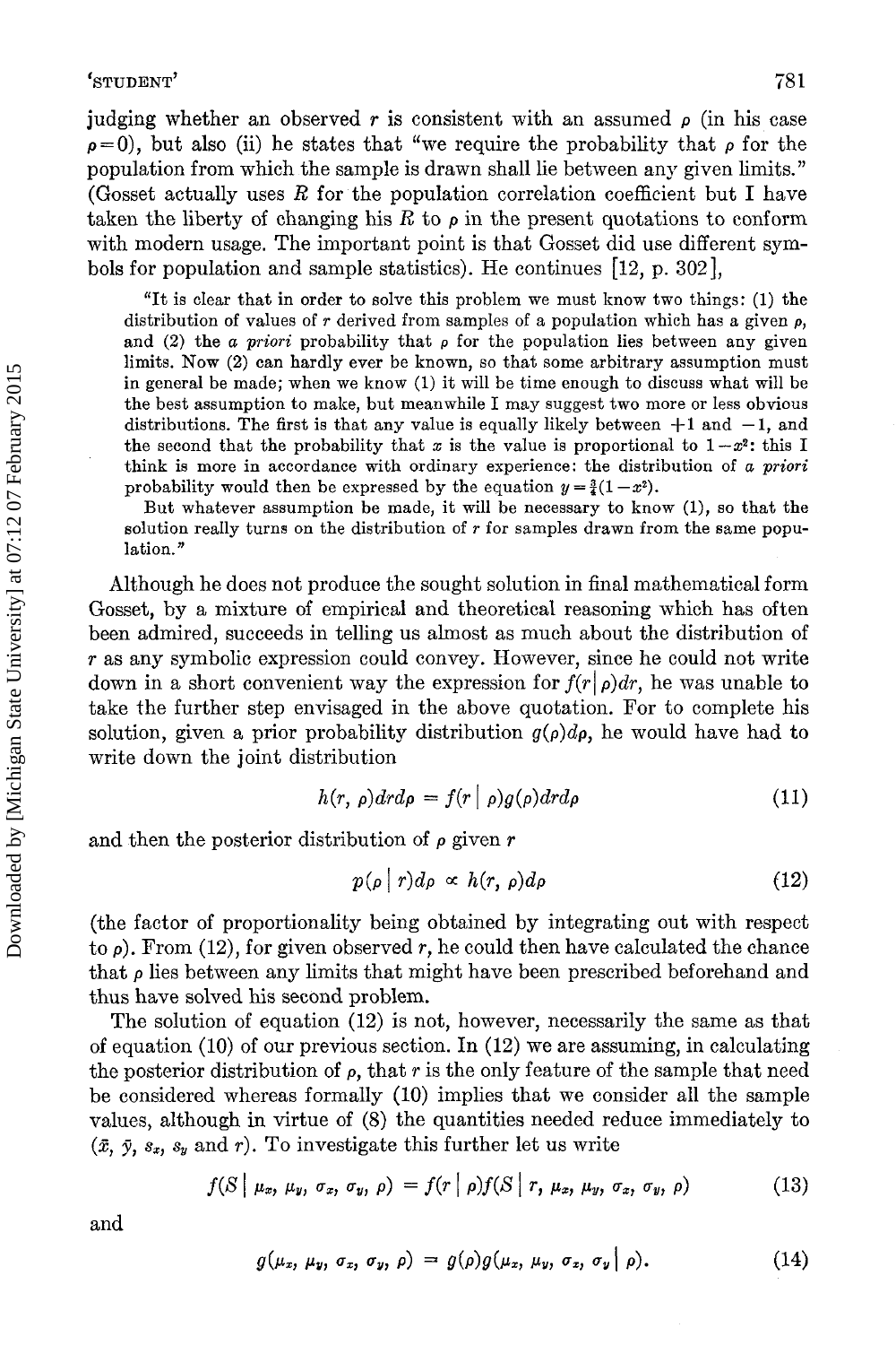judging whether an observed $r$ is consistent with an assumed $\rho$ (in his case $\rho = 0$), but also (ii) he states that "we require the probability that $\rho$ for the population from which the sample is drawn shall lie between any given limits." (Gosset actually uses $R$ for the population correlation coefficient but I have taken the liberty of changing his $R$ to $\rho$ in the present quotations to conform with modern usage. The important point is that Gosset did use different symbols for population and sample statistics). He continues [12, p. 302],

> "It is clear that in order to solve this problem we must know two things: (1) the distribution of values of $r$ derived from samples of a population which has a given $\rho$, and (2) the *a priori* probability that $\rho$ for the population lies between any given limits. Now (2) can hardly ever be known, so that some arbitrary assumption must in general be made; when we know (1) it will be time enough to discuss what will be the best assumption to make, but meanwhile I may suggest two more or less obvious distributions. The first is that any value is equally likely between +1 and −1, and the second that the probability that $x$ is the value is proportional to $1-x^2$: this I think is more in accordance with ordinary experience: the distribution of *a priori* probability would then be expressed by the equation $y = \frac{3}{4}(1-x^2)$.
>
> But whatever assumption be made, it will be necessary to know (1), so that the solution really turns on the distribution of $r$ for samples drawn from the same population."

Although he does not produce the sought solution in final mathematical form Gosset, by a mixture of empirical and theoretical reasoning which has often been admired, succeeds in telling us almost as much about the distribution of $r$ as any symbolic expression could convey. However, since he could not write down in a short convenient way the expression for $f(r \mid \rho)dr$, he was unable to take the further step envisaged in the above quotation. For to complete his solution, given a prior probability distribution $g(\rho)d\rho$, he would have had to write down the joint distribution

$$h(r, \rho)drd\rho = f(r \mid \rho)g(\rho)drd\rho \tag{11}$$

and then the posterior distribution of $\rho$ given $r$

$$p(\rho \mid r)d\rho \propto h(r, \rho)d\rho \tag{12}$$

(the factor of proportionality being obtained by integrating out with respect to $\rho$). From (12), for given observed $r$, he could then have calculated the chance that $\rho$ lies between any limits that might have been prescribed beforehand and thus have solved his second problem.

The solution of equation (12) is not, however, necessarily the same as that of equation (10) of our previous section. In (12) we are assuming, in calculating the posterior distribution of $\rho$, that $r$ is the only feature of the sample that need be considered whereas formally (10) implies that we consider all the sample values, although in virtue of (8) the quantities needed reduce immediately to ($\bar{x}$, $\bar{y}$, $s_x$, $s_y$ and $r$). To investigate this further let us write

$$f(S \mid \mu_x, \mu_y, \sigma_x, \sigma_y, \rho) = f(r \mid \rho)f(S \mid r, \mu_x, \mu_y, \sigma_x, \sigma_y, \rho) \tag{13}$$

and

$$g(\mu_x, \mu_y, \sigma_x, \sigma_y, \rho) = g(\rho)g(\mu_x, \mu_y, \sigma_x, \sigma_y \mid \rho). \tag{14}$$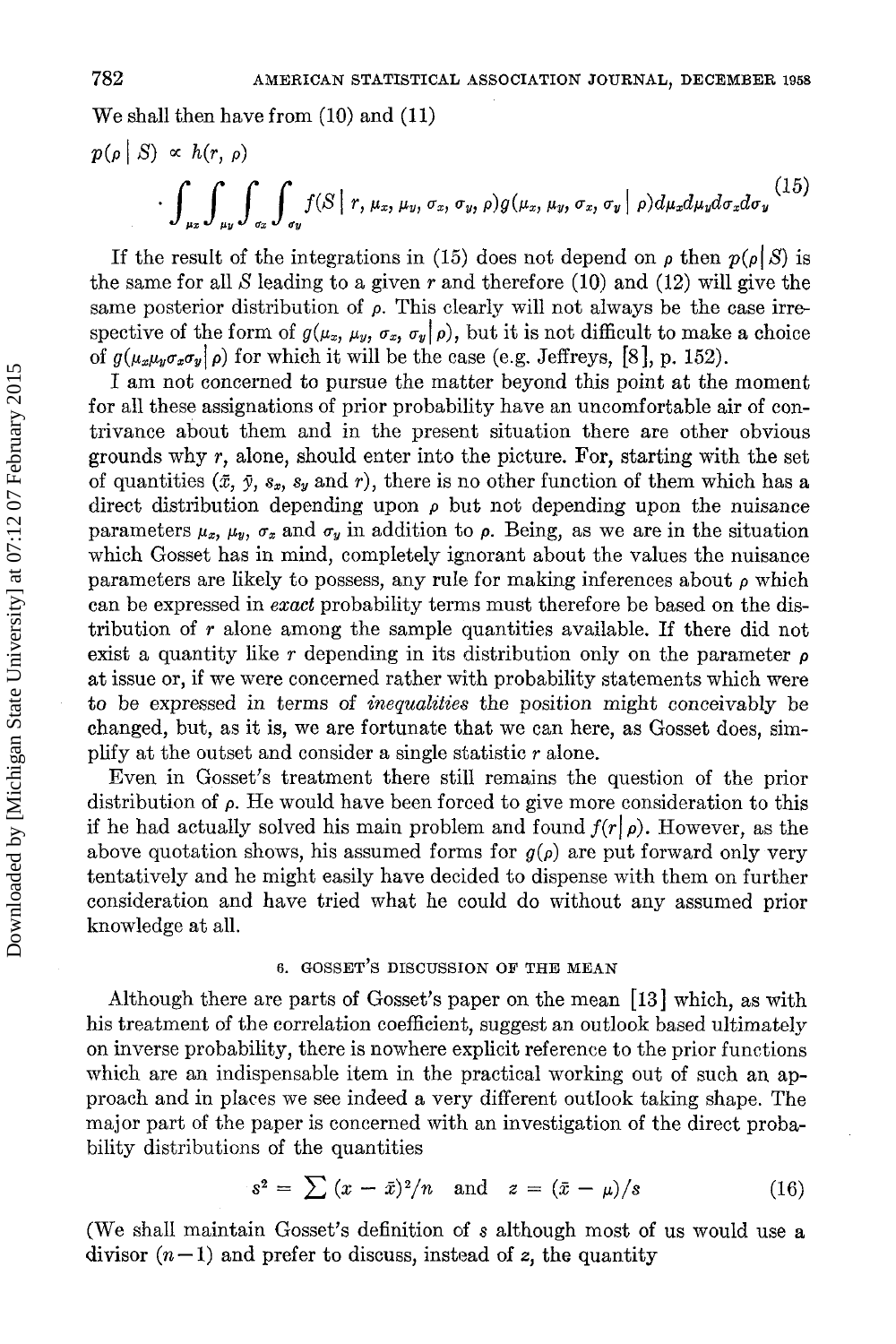We shall then have from (10) and (11)

$$p(\rho \mid S) \propto h(r, \rho) \cdot \int_{\mu_x}\int_{\mu_y}\int_{\sigma_x}\int_{\sigma_y} f(S \mid r, \mu_x, \mu_y, \sigma_x, \sigma_y, \rho) g(\mu_x, \mu_y, \sigma_x, \sigma_y \mid \rho) d\mu_x d\mu_y d\sigma_x d\sigma_y \tag{15}$$

If the result of the integrations in (15) does not depend on $\rho$ then $p(\rho \mid S)$ is the same for all $S$ leading to a given $r$ and therefore (10) and (12) will give the same posterior distribution of $\rho$. This clearly will not always be the case irrespective of the form of $g(\mu_x, \mu_y, \sigma_x, \sigma_y \mid \rho)$, but it is not difficult to make a choice of $g(\mu_x \mu_y \sigma_x \sigma_y \mid \rho)$ for which it will be the case (e.g. Jeffreys, [8], p. 152).

I am not concerned to pursue the matter beyond this point at the moment for all these assignations of prior probability have an uncomfortable air of contrivance about them and in the present situation there are other obvious grounds why $r$, alone, should enter into the picture. For, starting with the set of quantities ($\bar{x}$, $\bar{y}$, $s_x$, $s_y$ and $r$), there is no other function of them which has a direct distribution depending upon $\rho$ but not depending upon the nuisance parameters $\mu_x$, $\mu_y$, $\sigma_x$ and $\sigma_y$ in addition to $\rho$. Being, as we are in the situation which Gosset has in mind, completely ignorant about the values the nuisance parameters are likely to possess, any rule for making inferences about $\rho$ which can be expressed in *exact* probability terms must therefore be based on the distribution of $r$ alone among the sample quantities available. If there did not exist a quantity like $r$ depending in its distribution only on the parameter $\rho$ at issue or, if we were concerned rather with probability statements which were to be expressed in terms of *inequalities* the position might conceivably be changed, but, as it is, we are fortunate that we can here, as Gosset does, simplify at the outset and consider a single statistic $r$ alone.

Even in Gosset's treatment there still remains the question of the prior distribution of $\rho$. He would have been forced to give more consideration to this if he had actually solved his main problem and found $f(r \mid \rho)$. However, as the above quotation shows, his assumed forms for $g(\rho)$ are put forward only very tentatively and he might easily have decided to dispense with them on further consideration and have tried what he could do without any assumed prior knowledge at all.

## 6. GOSSET'S DISCUSSION OF THE MEAN

Although there are parts of Gosset's paper on the mean [13] which, as with his treatment of the correlation coefficient, suggest an outlook based ultimately on inverse probability, there is nowhere explicit reference to the prior functions which are an indispensable item in the practical working out of such an approach and in places we see indeed a very different outlook taking shape. The major part of the paper is concerned with an investigation of the direct probability distributions of the quantities

$$s^2 = \sum (x - \bar{x})^2/n \quad \text{and} \quad z = (\bar{x} - \mu)/s \tag{16}$$

(We shall maintain Gosset's definition of $s$ although most of us would use a divisor $(n-1)$ and prefer to discuss, instead of $z$, the quantity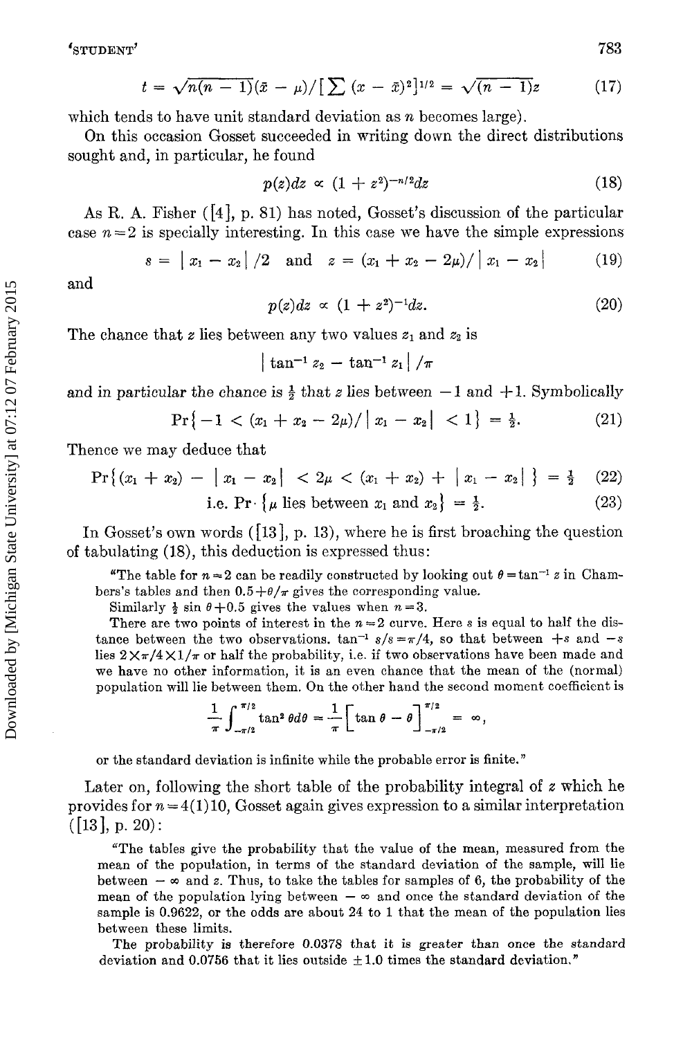$$t = \sqrt{n(n-1)}(\bar{x} - \mu)/[\sum (x - \bar{x})^2]^{1/2} = \sqrt{(n-1)}z \tag{17}$$

which tends to have unit standard deviation as $n$ becomes large).

On this occasion Gosset succeeded in writing down the direct distributions sought and, in particular, he found

$$p(z)dz \propto (1 + z^2)^{-n/2}dz \tag{18}$$

As R. A. Fisher ([4], p. 81) has noted, Gosset's discussion of the particular case $n = 2$ is specially interesting. In this case we have the simple expressions

$$s = |x_1 - x_2|/2 \quad \text{and} \quad z = (x_1 + x_2 - 2\mu)/|x_1 - x_2| \tag{19}$$

and

$$p(z)dz \propto (1 + z^2)^{-1}dz. \tag{20}$$

The chance that $z$ lies between any two values $z_1$ and $z_2$ is

$$|\tan^{-1} z_2 - \tan^{-1} z_1|/\pi$$

and in particular the chance is $\frac{1}{2}$ that $z$ lies between $-1$ and $+1$. Symbolically

$$\Pr\{-1 < (x_1 + x_2 - 2\mu)/|x_1 - x_2| < 1\} = \tfrac{1}{2}. \tag{21}$$

Thence we may deduce that

$$\Pr\{(x_1 + x_2) - |x_1 - x_2| < 2\mu < (x_1 + x_2) + |x_1 - x_2|\} = \tfrac{1}{2} \tag{22}$$

$$\text{i.e. } \Pr \cdot \{\mu \text{ lies between } x_1 \text{ and } x_2\} = \tfrac{1}{2}. \tag{23}$$

In Gosset's own words ([13], p. 13), where he is first broaching the question of tabulating (18), this deduction is expressed thus:

> "The table for $n = 2$ can be readily constructed by looking out $\theta = \tan^{-1} z$ in Chambers's tables and then $0.5 + \theta/\pi$ gives the corresponding value.
>
> Similarly $\frac{1}{2} \sin \theta + 0.5$ gives the values when $n = 3$.
>
> There are two points of interest in the $n = 2$ curve. Here $s$ is equal to half the distance between the two observations. $\tan^{-1} s/s = \pi/4$, so that between $+s$ and $-s$ lies $2 \times \pi/4 \times 1/\pi$ or half the probability, i.e. if two observations have been made and we have no other information, it is an even chance that the mean of the (normal) population will lie between them. On the other hand the second moment coefficient is
>
> $$\frac{1}{\pi}\int_{-\pi/2}^{\pi/2} \tan^2 \theta d\theta = \frac{1}{\pi}\Big[\tan \theta - \theta\Big]_{-\pi/2}^{\pi/2} = \infty,$$
>
> or the standard deviation is infinite while the probable error is finite."

Later on, following the short table of the probability integral of $z$ which he provides for $n = 4(1)10$, Gosset again gives expression to a similar interpretation ([13], p. 20):

> "The tables give the probability that the value of the mean, measured from the mean of the population, in terms of the standard deviation of the sample, will lie between $-\infty$ and $z$. Thus, to take the tables for samples of 6, the probability of the mean of the population lying between $-\infty$ and once the standard deviation of the sample is 0.9622, or the odds are about 24 to 1 that the mean of the population lies between these limits.
>
> The probability is therefore 0.0378 that it is greater than once the standard deviation and 0.0756 that it lies outside $\pm 1.0$ times the standard deviation."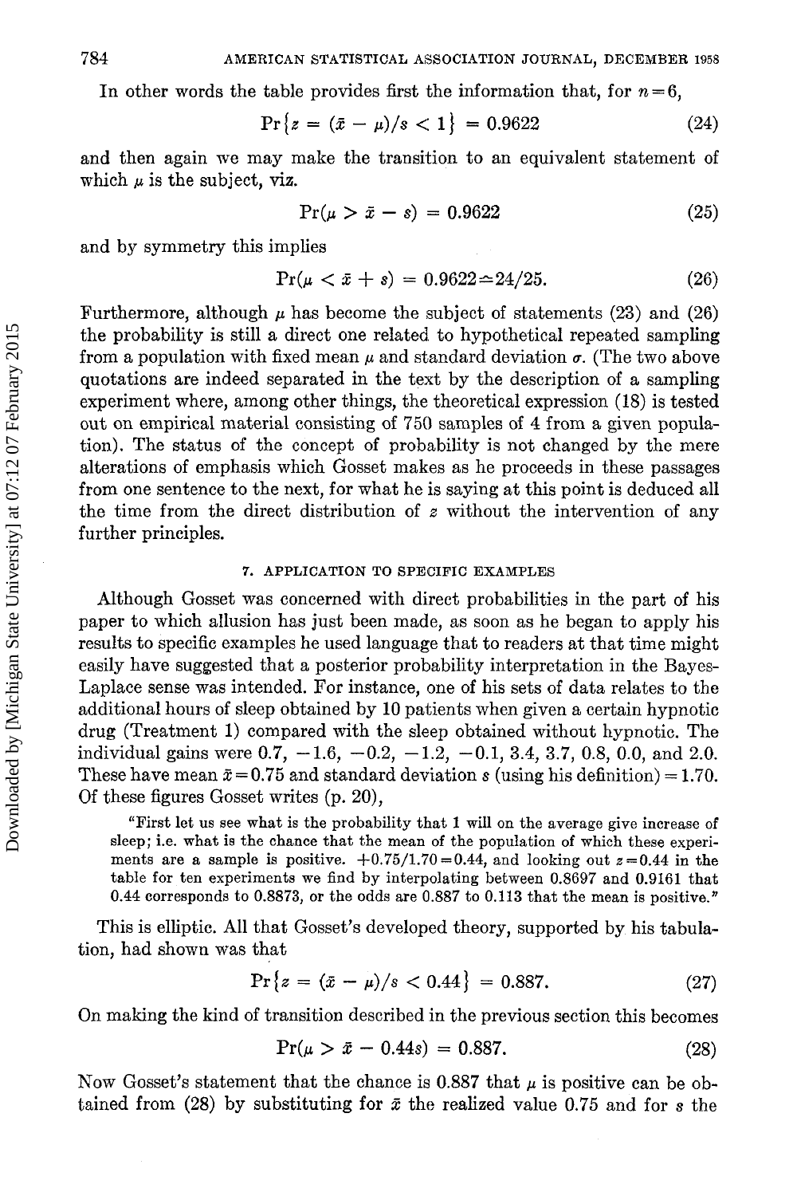In other words the table provides first the information that, for $n=6$,

$$\Pr\{z = (\bar{x} - \mu)/s < 1\} = 0.9622 \tag{24}$$

and then again we may make the transition to an equivalent statement of which $\mu$ is the subject, viz.

$$\Pr(\mu > \bar{x} - s) = 0.9622 \tag{25}$$

and by symmetry this implies

$$\Pr(\mu < \bar{x} + s) = 0.9622 \simeq 24/25. \tag{26}$$

Furthermore, although $\mu$ has become the subject of statements (23) and (26) the probability is still a direct one related to hypothetical repeated sampling from a population with fixed mean $\mu$ and standard deviation $\sigma$. (The two above quotations are indeed separated in the text by the description of a sampling experiment where, among other things, the theoretical expression (18) is tested out on empirical material consisting of 750 samples of 4 from a given population). The status of the concept of probability is not changed by the mere alterations of emphasis which Gosset makes as he proceeds in these passages from one sentence to the next, for what he is saying at this point is deduced all the time from the direct distribution of $z$ without the intervention of any further principles.

## 7. APPLICATION TO SPECIFIC EXAMPLES

Although Gosset was concerned with direct probabilities in the part of his paper to which allusion has just been made, as soon as he began to apply his results to specific examples he used language that to readers at that time might easily have suggested that a posterior probability interpretation in the Bayes-Laplace sense was intended. For instance, one of his sets of data relates to the additional hours of sleep obtained by 10 patients when given a certain hypnotic drug (Treatment 1) compared with the sleep obtained without hypnotic. The individual gains were 0.7, −1.6, −0.2, −1.2, −0.1, 3.4, 3.7, 0.8, 0.0, and 2.0. These have mean $\bar{x}=0.75$ and standard deviation $s$ (using his definition) $=1.70$. Of these figures Gosset writes (p. 20),

> "First let us see what is the probability that 1 will on the average give increase of sleep; i.e. what is the chance that the mean of the population of which these experiments are a sample is positive. $+0.75/1.70=0.44$, and looking out $z=0.44$ in the table for ten experiments we find by interpolating between 0.8697 and 0.9161 that 0.44 corresponds to 0.8873, or the odds are 0.887 to 0.113 that the mean is positive."

This is elliptic. All that Gosset's developed theory, supported by his tabulation, had shown was that

$$\Pr\{z = (\bar{x} - \mu)/s < 0.44\} = 0.887. \tag{27}$$

On making the kind of transition described in the previous section this becomes

$$\Pr(\mu > \bar{x} - 0.44s) = 0.887. \tag{28}$$

Now Gosset's statement that the chance is 0.887 that $\mu$ is positive can be obtained from (28) by substituting for $\bar{x}$ the realized value 0.75 and for $s$ the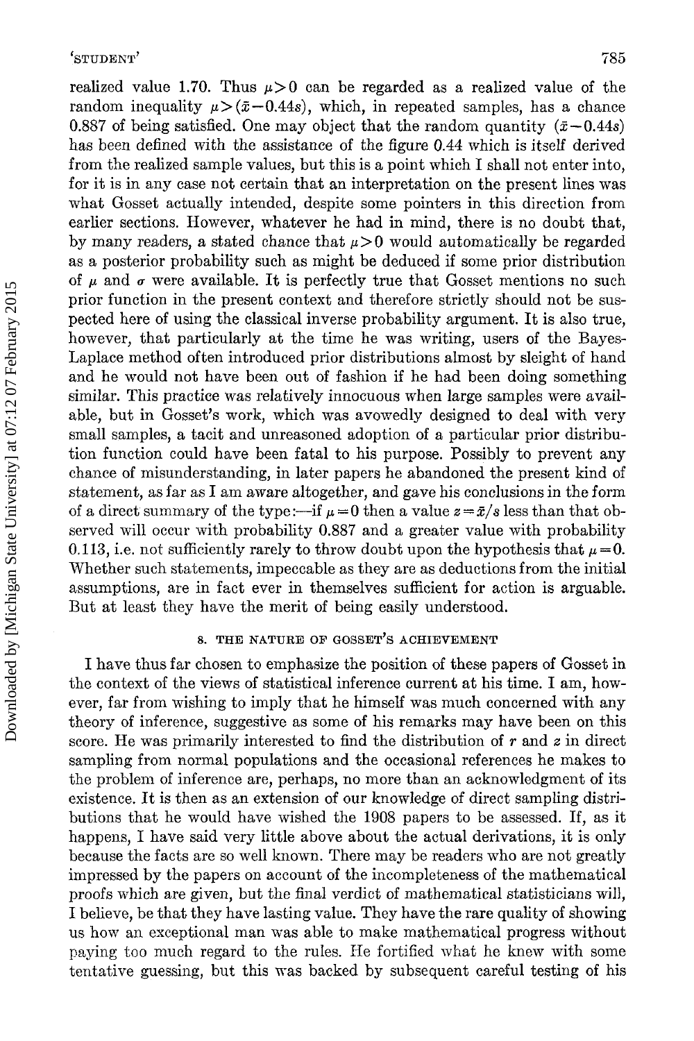realized value 1.70. Thus $\mu > 0$ can be regarded as a realized value of the random inequality $\mu > (\bar{x} - 0.44s)$, which, in repeated samples, has a chance 0.887 of being satisfied. One may object that the random quantity $(\bar{x} - 0.44s)$ has been defined with the assistance of the figure 0.44 which is itself derived from the realized sample values, but this is a point which I shall not enter into, for it is in any case not certain that an interpretation on the present lines was what Gosset actually intended, despite some pointers in this direction from earlier sections. However, whatever he had in mind, there is no doubt that, by many readers, a stated chance that $\mu > 0$ would automatically be regarded as a posterior probability such as might be deduced if some prior distribution of $\mu$ and $\sigma$ were available. It is perfectly true that Gosset mentions no such prior function in the present context and therefore strictly should not be suspected here of using the classical inverse probability argument. It is also true, however, that particularly at the time he was writing, users of the Bayes-Laplace method often introduced prior distributions almost by sleight of hand and he would not have been out of fashion if he had been doing something similar. This practice was relatively innocuous when large samples were available, but in Gosset's work, which was avowedly designed to deal with very small samples, a tacit and unreasoned adoption of a particular prior distribution function could have been fatal to his purpose. Possibly to prevent any chance of misunderstanding, in later papers he abandoned the present kind of statement, as far as I am aware altogether, and gave his conclusions in the form of a direct summary of the type:—if $\mu = 0$ then a value $z = \bar{x}/s$ less than that observed will occur with probability 0.887 and a greater value with probability 0.113, i.e. not sufficiently rarely to throw doubt upon the hypothesis that $\mu = 0$. Whether such statements, impeccable as they are as deductions from the initial assumptions, are in fact ever in themselves sufficient for action is arguable. But at least they have the merit of being easily understood.

## 8. THE NATURE OF GOSSET'S ACHIEVEMENT

I have thus far chosen to emphasize the position of these papers of Gosset in the context of the views of statistical inference current at his time. I am, however, far from wishing to imply that he himself was much concerned with any theory of inference, suggestive as some of his remarks may have been on this score. He was primarily interested to find the distribution of $r$ and $z$ in direct sampling from normal populations and the occasional references he makes to the problem of inference are, perhaps, no more than an acknowledgment of its existence. It is then as an extension of our knowledge of direct sampling distributions that he would have wished the 1908 papers to be assessed. If, as it happens, I have said very little above about the actual derivations, it is only because the facts are so well known. There may be readers who are not greatly impressed by the papers on account of the incompleteness of the mathematical proofs which are given, but the final verdict of mathematical statisticians will, I believe, be that they have lasting value. They have the rare quality of showing us how an exceptional man was able to make mathematical progress without paying too much regard to the rules. He fortified what he knew with some tentative guessing, but this was backed by subsequent careful testing of his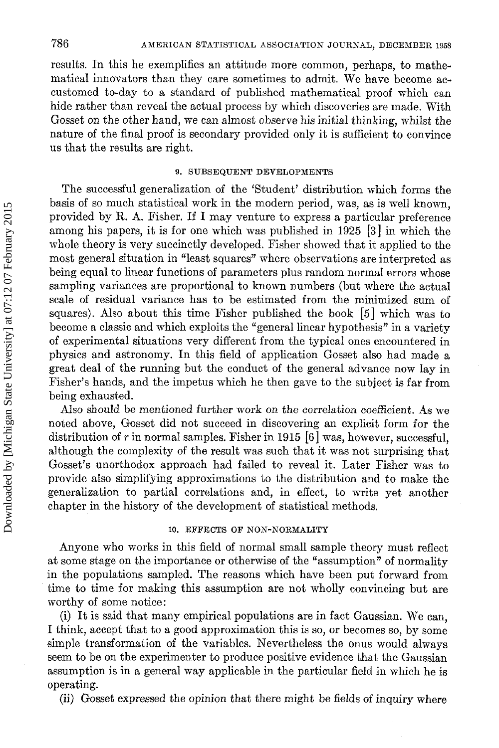results. In this he exemplifies an attitude more common, perhaps, to mathematical innovators than they care sometimes to admit. We have become accustomed to-day to a standard of published mathematical proof which can hide rather than reveal the actual process by which discoveries are made. With Gosset on the other hand, we can almost observe his initial thinking, whilst the nature of the final proof is secondary provided only it is sufficient to convince us that the results are right.

## 9. SUBSEQUENT DEVELOPMENTS

The successful generalization of the 'Student' distribution which forms the basis of so much statistical work in the modern period, was, as is well known, provided by R. A. Fisher. If I may venture to express a particular preference among his papers, it is for one which was published in 1925 [3] in which the whole theory is very succinctly developed. Fisher showed that it applied to the most general situation in "least squares" where observations are interpreted as being equal to linear functions of parameters plus random normal errors whose sampling variances are proportional to known numbers (but where the actual scale of residual variance has to be estimated from the minimized sum of squares). Also about this time Fisher published the book [5] which was to become a classic and which exploits the "general linear hypothesis" in a variety of experimental situations very different from the typical ones encountered in physics and astronomy. In this field of application Gosset also had made a great deal of the running but the conduct of the general advance now lay in Fisher's hands, and the impetus which he then gave to the subject is far from being exhausted.

Also should be mentioned further work on the correlation coefficient. As we noted above, Gosset did not succeed in discovering an explicit form for the distribution of $r$ in normal samples. Fisher in 1915 [6] was, however, successful, although the complexity of the result was such that it was not surprising that Gosset's unorthodox approach had failed to reveal it. Later Fisher was to provide also simplifying approximations to the distribution and to make the generalization to partial correlations and, in effect, to write yet another chapter in the history of the development of statistical methods.

## 10. EFFECTS OF NON-NORMALITY

Anyone who works in this field of normal small sample theory must reflect at some stage on the importance or otherwise of the "assumption" of normality in the populations sampled. The reasons which have been put forward from time to time for making this assumption are not wholly convincing but are worthy of some notice:

(i) It is said that many empirical populations are in fact Gaussian. We can, I think, accept that to a good approximation this is so, or becomes so, by some simple transformation of the variables. Nevertheless the onus would always seem to be on the experimenter to produce positive evidence that the Gaussian assumption is in a general way applicable in the particular field in which he is operating.

(ii) Gosset expressed the opinion that there might be fields of inquiry where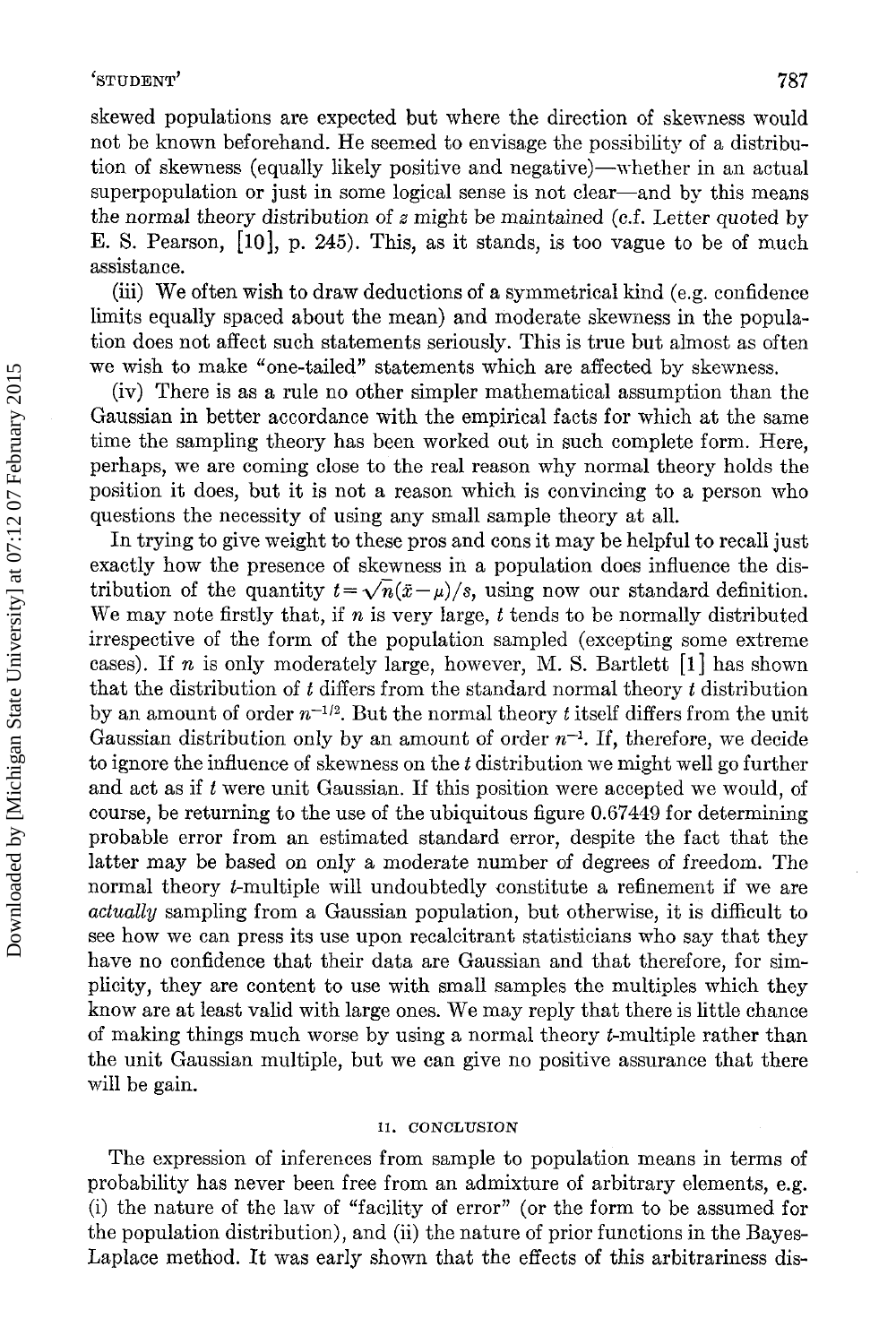skewed populations are expected but where the direction of skewness would not be known beforehand. He seemed to envisage the possibility of a distribution of skewness (equally likely positive and negative)—whether in an actual superpopulation or just in some logical sense is not clear—and by this means the normal theory distribution of $z$ might be maintained (c.f. Letter quoted by E. S. Pearson, [10], p. 245). This, as it stands, is too vague to be of much assistance.

(iii) We often wish to draw deductions of a symmetrical kind (e.g. confidence limits equally spaced about the mean) and moderate skewness in the population does not affect such statements seriously. This is true but almost as often we wish to make "one-tailed" statements which are affected by skewness.

(iv) There is as a rule no other simpler mathematical assumption than the Gaussian in better accordance with the empirical facts for which at the same time the sampling theory has been worked out in such complete form. Here, perhaps, we are coming close to the real reason why normal theory holds the position it does, but it is not a reason which is convincing to a person who questions the necessity of using any small sample theory at all.

In trying to give weight to these pros and cons it may be helpful to recall just exactly how the presence of skewness in a population does influence the distribution of the quantity $t = \sqrt{n}(\bar{x} - \mu)/s$, using now our standard definition. We may note firstly that, if $n$ is very large, $t$ tends to be normally distributed irrespective of the form of the population sampled (excepting some extreme cases). If $n$ is only moderately large, however, M. S. Bartlett [1] has shown that the distribution of $t$ differs from the standard normal theory $t$ distribution by an amount of order $n^{-1/2}$. But the normal theory $t$ itself differs from the unit Gaussian distribution only by an amount of order $n^{-1}$. If, therefore, we decide to ignore the influence of skewness on the $t$ distribution we might well go further and act as if $t$ were unit Gaussian. If this position were accepted we would, of course, be returning to the use of the ubiquitous figure 0.67449 for determining probable error from an estimated standard error, despite the fact that the latter may be based on only a moderate number of degrees of freedom. The normal theory $t$-multiple will undoubtedly constitute a refinement if we are *actually* sampling from a Gaussian population, but otherwise, it is difficult to see how we can press its use upon recalcitrant statisticians who say that they have no confidence that their data are Gaussian and that therefore, for simplicity, they are content to use with small samples the multiples which they know are at least valid with large ones. We may reply that there is little chance of making things much worse by using a normal theory $t$-multiple rather than the unit Gaussian multiple, but we can give no positive assurance that there will be gain.

## II. CONCLUSION

The expression of inferences from sample to population means in terms of probability has never been free from an admixture of arbitrary elements, e.g. (i) the nature of the law of "facility of error" (or the form to be assumed for the population distribution), and (ii) the nature of prior functions in the Bayes-Laplace method. It was early shown that the effects of this arbitrariness dis-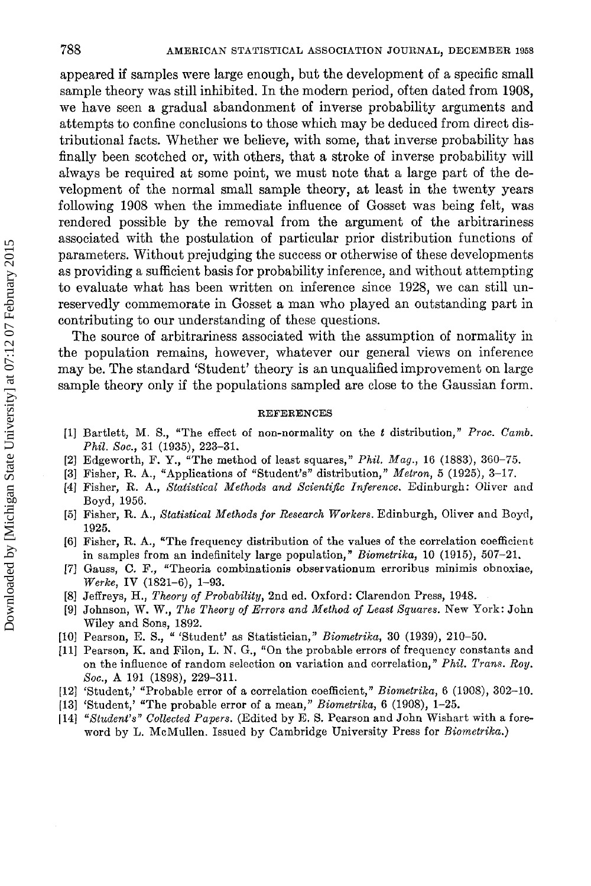appeared if samples were large enough, but the development of a specific small sample theory was still inhibited. In the modern period, often dated from 1908, we have seen a gradual abandonment of inverse probability arguments and attempts to confine conclusions to those which may be deduced from direct distributional facts. Whether we believe, with some, that inverse probability has finally been scotched or, with others, that a stroke of inverse probability will always be required at some point, we must note that a large part of the development of the normal small sample theory, at least in the twenty years following 1908 when the immediate influence of Gosset was being felt, was rendered possible by the removal from the argument of the arbitrariness associated with the postulation of particular prior distribution functions of parameters. Without prejudging the success or otherwise of these developments as providing a sufficient basis for probability inference, and without attempting to evaluate what has been written on inference since 1928, we can still unreservedly commemorate in Gosset a man who played an outstanding part in contributing to our understanding of these questions.

The source of arbitrariness associated with the assumption of normality in the population remains, however, whatever our general views on inference may be. The standard 'Student' theory is an unqualified improvement on large sample theory only if the populations sampled are close to the Gaussian form.

## REFERENCES

[1] Bartlett, M. S., "The effect of non-normality on the *t* distribution," *Proc. Camb. Phil. Soc.*, 31 (1935), 223–31.

[2] Edgeworth, F. Y., "The method of least squares," *Phil. Mag.*, 16 (1883), 360–75.

[3] Fisher, R. A., "Applications of "Student's" distribution," *Metron*, 5 (1925), 3–17.

[4] Fisher, R. A., *Statistical Methods and Scientific Inference*. Edinburgh: Oliver and Boyd, 1956.

[5] Fisher, R. A., *Statistical Methods for Research Workers*. Edinburgh, Oliver and Boyd, 1925.

[6] Fisher, R. A., "The frequency distribution of the values of the correlation coefficient in samples from an indefinitely large population," *Biometrika*, 10 (1915), 507–21.

[7] Gauss, C. F., "Theoria combinationis observationum erroribus minimis obnoxiae, *Werke*, IV (1821–6), 1–93.

[8] Jeffreys, H., *Theory of Probability*, 2nd ed. Oxford: Clarendon Press, 1948.

[9] Johnson, W. W., *The Theory of Errors and Method of Least Squares*. New York: John Wiley and Sons, 1892.

[10] Pearson, E. S., " 'Student' as Statistician," *Biometrika*, 30 (1939), 210–50.

[11] Pearson, K. and Filon, L. N. G., "On the probable errors of frequency constants and on the influence of random selection on variation and correlation," *Phil. Trans. Roy. Soc.*, A 191 (1898), 229–311.

[12] 'Student,' "Probable error of a correlation coefficient," *Biometrika*, 6 (1908), 302–10.

[13] 'Student,' "The probable error of a mean," *Biometrika*, 6 (1908), 1–25.

[14] *"Student's" Collected Papers*. (Edited by E. S. Pearson and John Wishart with a foreword by L. McMullen. Issued by Cambridge University Press for *Biometrika*.)